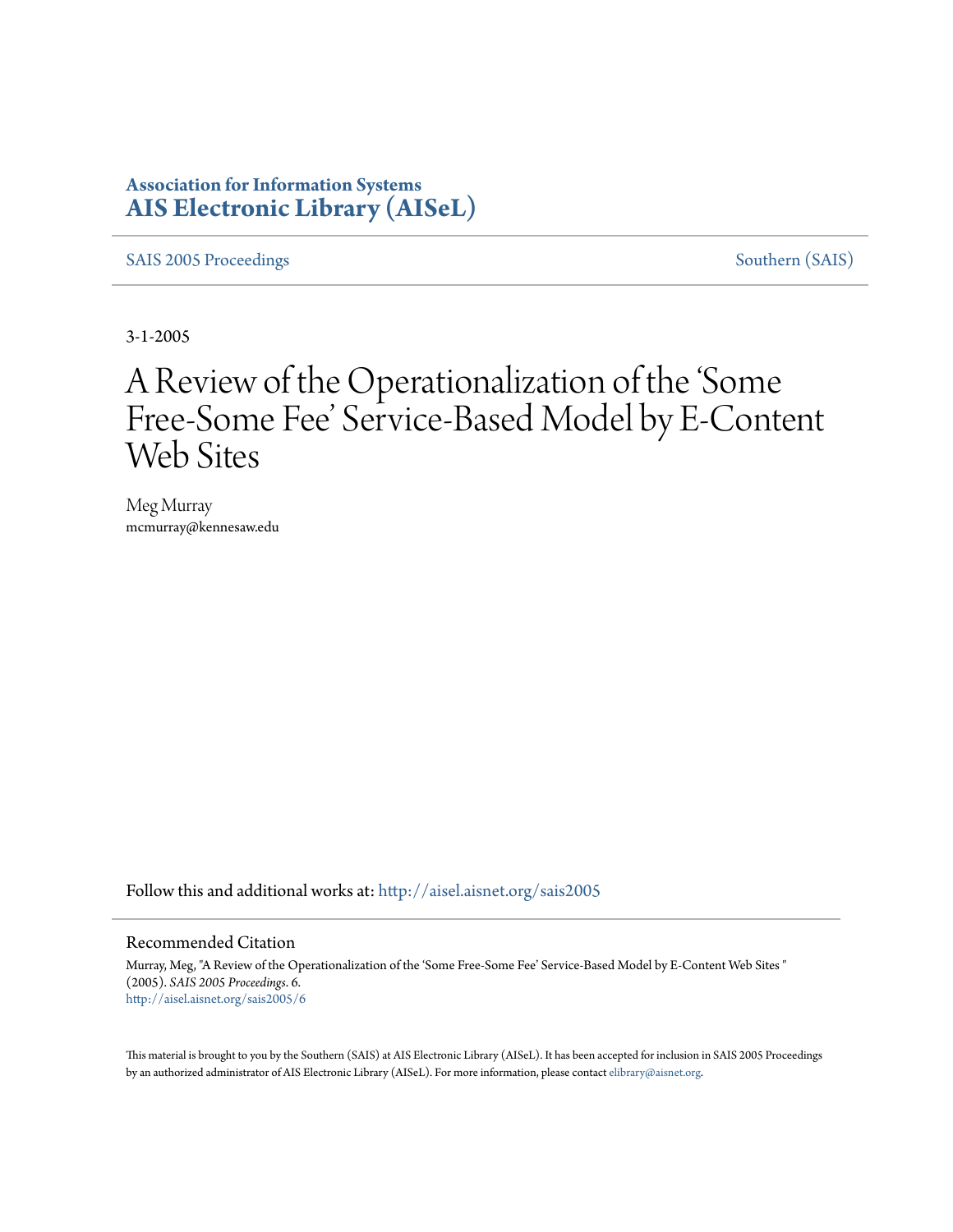**Association for Information Systems**
**AIS Electronic Library (AISeL)**

SAIS 2005 Proceedings | Southern (SAIS)

3-1-2005

# A Review of the Operationalization of the 'Some Free-Some Fee' Service-Based Model by E-Content Web Sites

Meg Murray
mcmurray@kennesaw.edu

Follow this and additional works at: http://aisel.aisnet.org/sais2005

## Recommended Citation

Murray, Meg, "A Review of the Operationalization of the 'Some Free-Some Fee' Service-Based Model by E-Content Web Sites " (2005). *SAIS 2005 Proceedings*. 6.
http://aisel.aisnet.org/sais2005/6

This material is brought to you by the Southern (SAIS) at AIS Electronic Library (AISeL). It has been accepted for inclusion in SAIS 2005 Proceedings by an authorized administrator of AIS Electronic Library (AISeL). For more information, please contact elibrary@aisnet.org.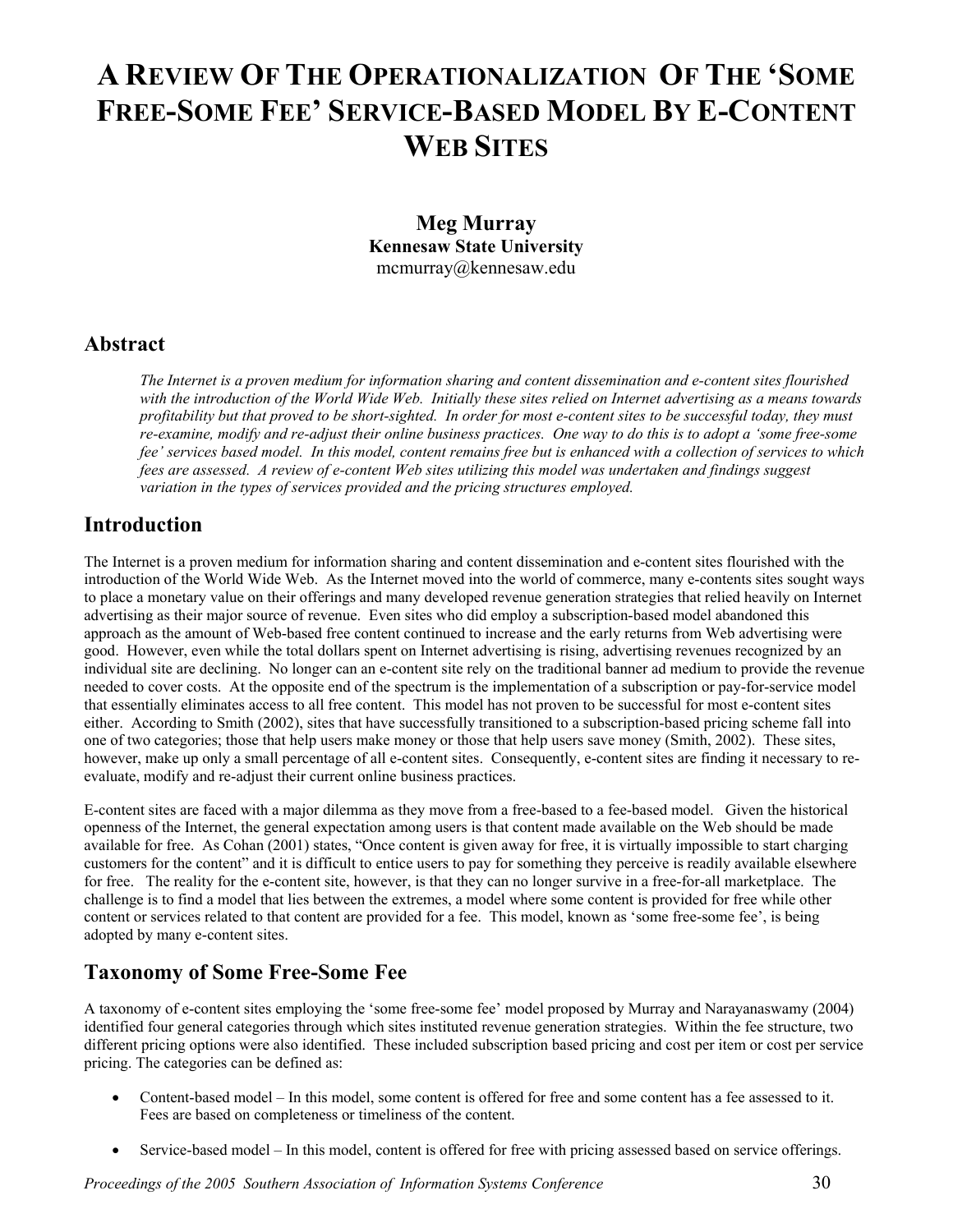# A Review Of The Operationalization Of The 'Some Free-Some Fee' Service-Based Model By E-Content Web Sites

**Meg Murray**
**Kennesaw State University**
mcmurray@kennesaw.edu

## Abstract

*The Internet is a proven medium for information sharing and content dissemination and e-content sites flourished with the introduction of the World Wide Web. Initially these sites relied on Internet advertising as a means towards profitability but that proved to be short-sighted. In order for most e-content sites to be successful today, they must re-examine, modify and re-adjust their online business practices. One way to do this is to adopt a 'some free-some fee' services based model. In this model, content remains free but is enhanced with a collection of services to which fees are assessed. A review of e-content Web sites utilizing this model was undertaken and findings suggest variation in the types of services provided and the pricing structures employed.*

## Introduction

The Internet is a proven medium for information sharing and content dissemination and e-content sites flourished with the introduction of the World Wide Web. As the Internet moved into the world of commerce, many e-contents sites sought ways to place a monetary value on their offerings and many developed revenue generation strategies that relied heavily on Internet advertising as their major source of revenue. Even sites who did employ a subscription-based model abandoned this approach as the amount of Web-based free content continued to increase and the early returns from Web advertising were good. However, even while the total dollars spent on Internet advertising is rising, advertising revenues recognized by an individual site are declining. No longer can an e-content site rely on the traditional banner ad medium to provide the revenue needed to cover costs. At the opposite end of the spectrum is the implementation of a subscription or pay-for-service model that essentially eliminates access to all free content. This model has not proven to be successful for most e-content sites either. According to Smith (2002), sites that have successfully transitioned to a subscription-based pricing scheme fall into one of two categories; those that help users make money or those that help users save money (Smith, 2002). These sites, however, make up only a small percentage of all e-content sites. Consequently, e-content sites are finding it necessary to re-evaluate, modify and re-adjust their current online business practices.

E-content sites are faced with a major dilemma as they move from a free-based to a fee-based model. Given the historical openness of the Internet, the general expectation among users is that content made available on the Web should be made available for free. As Cohan (2001) states, "Once content is given away for free, it is virtually impossible to start charging customers for the content" and it is difficult to entice users to pay for something they perceive is readily available elsewhere for free. The reality for the e-content site, however, is that they can no longer survive in a free-for-all marketplace. The challenge is to find a model that lies between the extremes, a model where some content is provided for free while other content or services related to that content are provided for a fee. This model, known as 'some free-some fee', is being adopted by many e-content sites.

## Taxonomy of Some Free-Some Fee

A taxonomy of e-content sites employing the 'some free-some fee' model proposed by Murray and Narayanaswamy (2004) identified four general categories through which sites instituted revenue generation strategies. Within the fee structure, two different pricing options were also identified. These included subscription based pricing and cost per item or cost per service pricing. The categories can be defined as:

- Content-based model – In this model, some content is offered for free and some content has a fee assessed to it. Fees are based on completeness or timeliness of the content.
- Service-based model – In this model, content is offered for free with pricing assessed based on service offerings.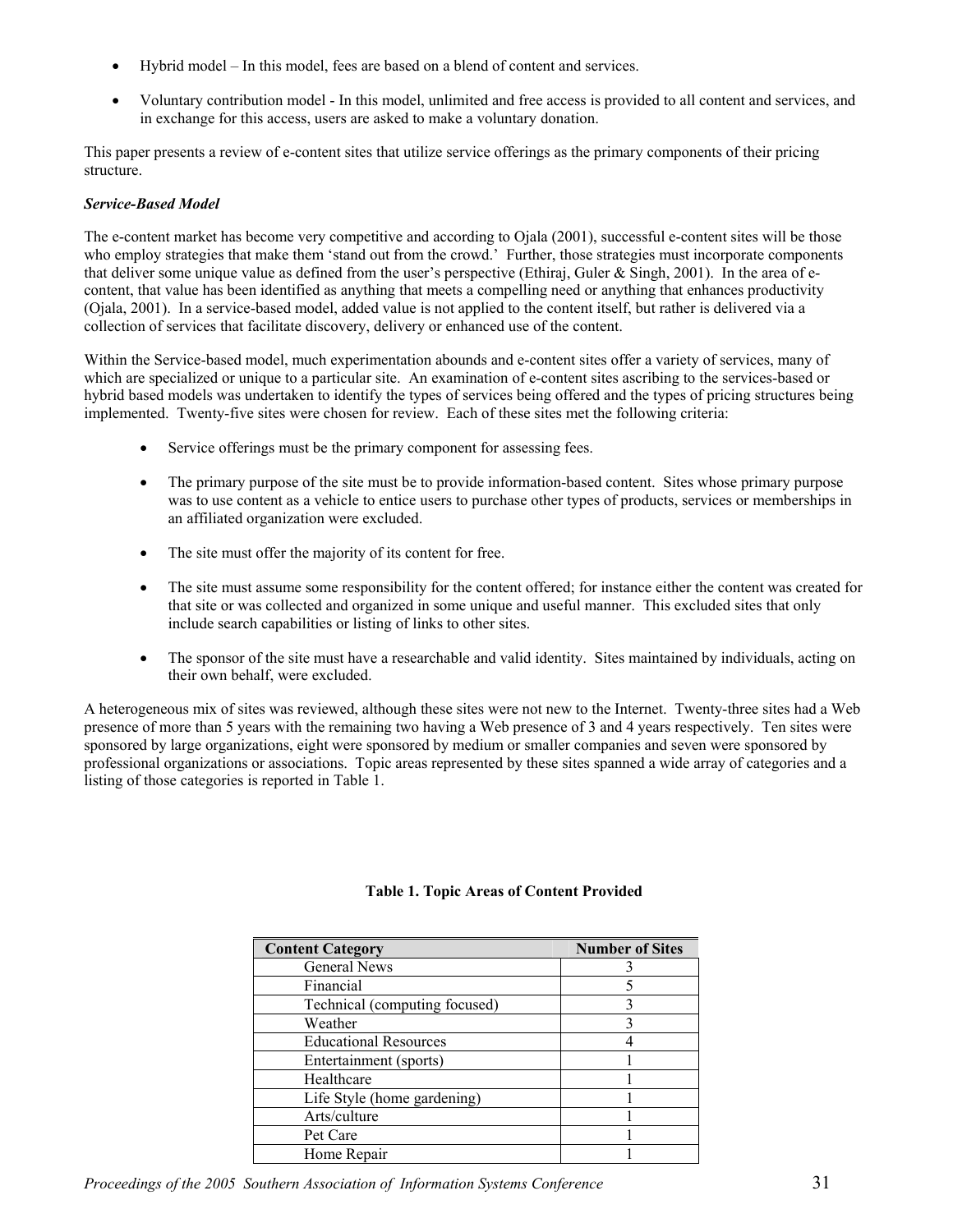- Hybrid model – In this model, fees are based on a blend of content and services.
- Voluntary contribution model - In this model, unlimited and free access is provided to all content and services, and in exchange for this access, users are asked to make a voluntary donation.

This paper presents a review of e-content sites that utilize service offerings as the primary components of their pricing structure.

***Service-Based Model***

The e-content market has become very competitive and according to Ojala (2001), successful e-content sites will be those who employ strategies that make them 'stand out from the crowd.' Further, those strategies must incorporate components that deliver some unique value as defined from the user's perspective (Ethiraj, Guler & Singh, 2001). In the area of e-content, that value has been identified as anything that meets a compelling need or anything that enhances productivity (Ojala, 2001). In a service-based model, added value is not applied to the content itself, but rather is delivered via a collection of services that facilitate discovery, delivery or enhanced use of the content.

Within the Service-based model, much experimentation abounds and e-content sites offer a variety of services, many of which are specialized or unique to a particular site. An examination of e-content sites ascribing to the services-based or hybrid based models was undertaken to identify the types of services being offered and the types of pricing structures being implemented. Twenty-five sites were chosen for review. Each of these sites met the following criteria:

- Service offerings must be the primary component for assessing fees.
- The primary purpose of the site must be to provide information-based content. Sites whose primary purpose was to use content as a vehicle to entice users to purchase other types of products, services or memberships in an affiliated organization were excluded.
- The site must offer the majority of its content for free.
- The site must assume some responsibility for the content offered; for instance either the content was created for that site or was collected and organized in some unique and useful manner. This excluded sites that only include search capabilities or listing of links to other sites.
- The sponsor of the site must have a researchable and valid identity. Sites maintained by individuals, acting on their own behalf, were excluded.

A heterogeneous mix of sites was reviewed, although these sites were not new to the Internet. Twenty-three sites had a Web presence of more than 5 years with the remaining two having a Web presence of 3 and 4 years respectively. Ten sites were sponsored by large organizations, eight were sponsored by medium or smaller companies and seven were sponsored by professional organizations or associations. Topic areas represented by these sites spanned a wide array of categories and a listing of those categories is reported in Table 1.

**Table 1. Topic Areas of Content Provided**

| Content Category | Number of Sites |
|---|---|
| General News | 3 |
| Financial | 5 |
| Technical (computing focused) | 3 |
| Weather | 3 |
| Educational Resources | 4 |
| Entertainment (sports) | 1 |
| Healthcare | 1 |
| Life Style (home gardening) | 1 |
| Arts/culture | 1 |
| Pet Care | 1 |
| Home Repair | 1 |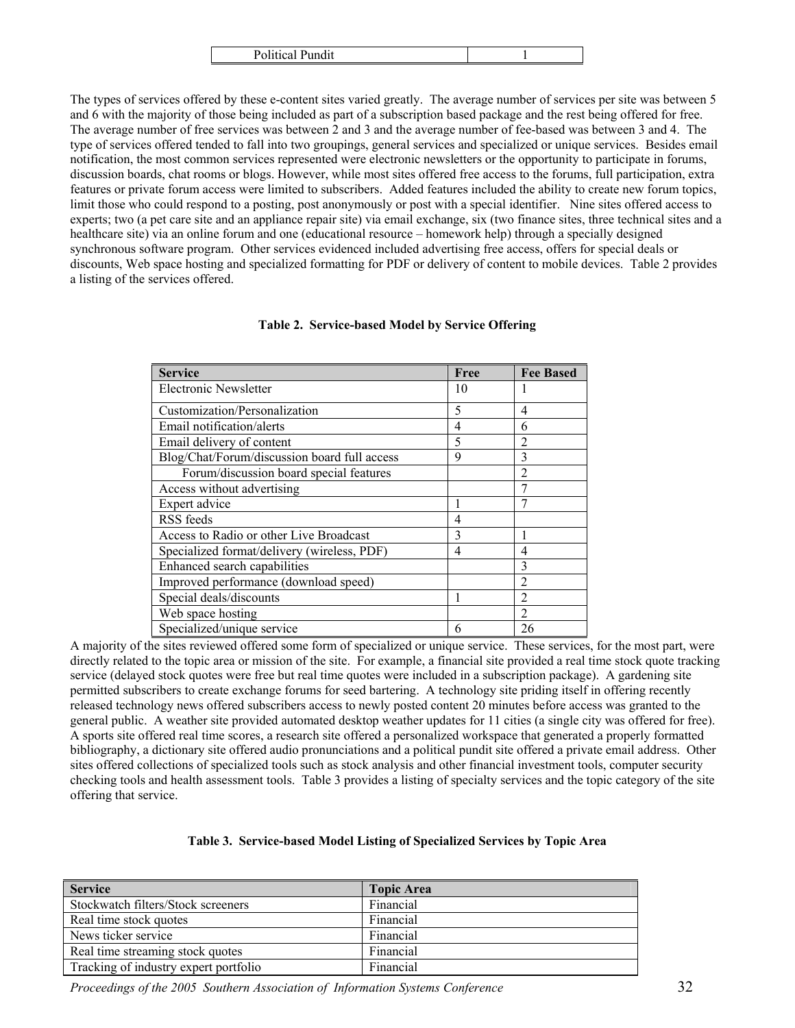| Political Pundit | 1 |
|---|---|

The types of services offered by these e-content sites varied greatly. The average number of services per site was between 5 and 6 with the majority of those being included as part of a subscription based package and the rest being offered for free. The average number of free services was between 2 and 3 and the average number of fee-based was between 3 and 4. The type of services offered tended to fall into two groupings, general services and specialized or unique services. Besides email notification, the most common services represented were electronic newsletters or the opportunity to participate in forums, discussion boards, chat rooms or blogs. However, while most sites offered free access to the forums, full participation, extra features or private forum access were limited to subscribers. Added features included the ability to create new forum topics, limit those who could respond to a posting, post anonymously or post with a special identifier. Nine sites offered access to experts; two (a pet care site and an appliance repair site) via email exchange, six (two finance sites, three technical sites and a healthcare site) via an online forum and one (educational resource – homework help) through a specially designed synchronous software program. Other services evidenced included advertising free access, offers for special deals or discounts, Web space hosting and specialized formatting for PDF or delivery of content to mobile devices. Table 2 provides a listing of the services offered.

**Table 2. Service-based Model by Service Offering**

| Service | Free | Fee Based |
|---|---|---|
| Electronic Newsletter | 10 | 1 |
| Customization/Personalization | 5 | 4 |
| Email notification/alerts | 4 | 6 |
| Email delivery of content | 5 | 2 |
| Blog/Chat/Forum/discussion board full access | 9 | 3 |
| Forum/discussion board special features | | 2 |
| Access without advertising | | 7 |
| Expert advice | 1 | 7 |
| RSS feeds | 4 | |
| Access to Radio or other Live Broadcast | 3 | 1 |
| Specialized format/delivery (wireless, PDF) | 4 | 4 |
| Enhanced search capabilities | | 3 |
| Improved performance (download speed) | | 2 |
| Special deals/discounts | 1 | 2 |
| Web space hosting | | 2 |
| Specialized/unique service | 6 | 26 |

A majority of the sites reviewed offered some form of specialized or unique service. These services, for the most part, were directly related to the topic area or mission of the site. For example, a financial site provided a real time stock quote tracking service (delayed stock quotes were free but real time quotes were included in a subscription package). A gardening site permitted subscribers to create exchange forums for seed bartering. A technology site priding itself in offering recently released technology news offered subscribers access to newly posted content 20 minutes before access was granted to the general public. A weather site provided automated desktop weather updates for 11 cities (a single city was offered for free). A sports site offered real time scores, a research site offered a personalized workspace that generated a properly formatted bibliography, a dictionary site offered audio pronunciations and a political pundit site offered a private email address. Other sites offered collections of specialized tools such as stock analysis and other financial investment tools, computer security checking tools and health assessment tools. Table 3 provides a listing of specialty services and the topic category of the site offering that service.

**Table 3. Service-based Model Listing of Specialized Services by Topic Area**

| Service | Topic Area |
|---|---|
| Stockwatch filters/Stock screeners | Financial |
| Real time stock quotes | Financial |
| News ticker service | Financial |
| Real time streaming stock quotes | Financial |
| Tracking of industry expert portfolio | Financial |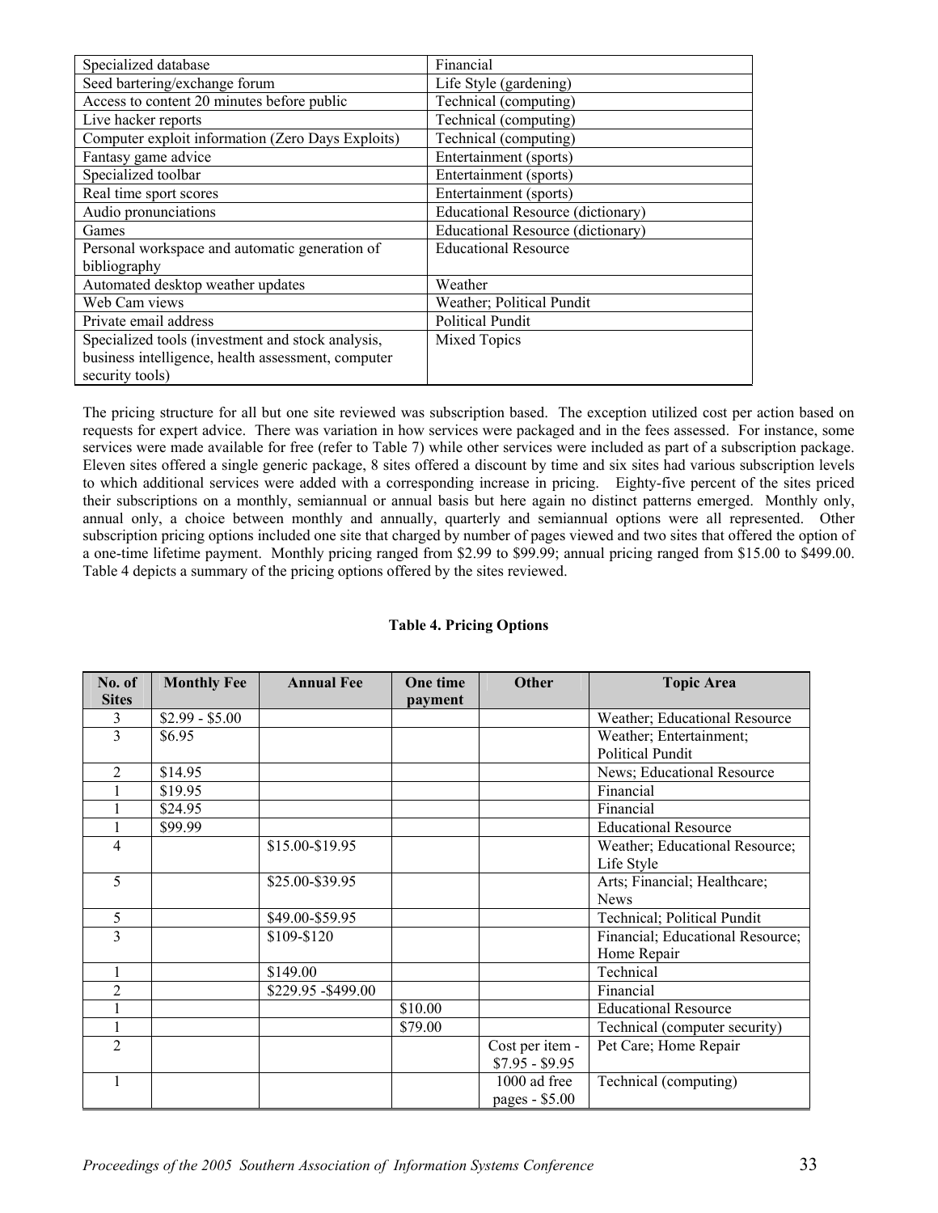| Specialized database | Financial |
|---|---|
| Seed bartering/exchange forum | Life Style (gardening) |
| Access to content 20 minutes before public | Technical (computing) |
| Live hacker reports | Technical (computing) |
| Computer exploit information (Zero Days Exploits) | Technical (computing) |
| Fantasy game advice | Entertainment (sports) |
| Specialized toolbar | Entertainment (sports) |
| Real time sport scores | Entertainment (sports) |
| Audio pronunciations | Educational Resource (dictionary) |
| Games | Educational Resource (dictionary) |
| Personal workspace and automatic generation of bibliography | Educational Resource |
| Automated desktop weather updates | Weather |
| Web Cam views | Weather; Political Pundit |
| Private email address | Political Pundit |
| Specialized tools (investment and stock analysis, business intelligence, health assessment, computer security tools) | Mixed Topics |

The pricing structure for all but one site reviewed was subscription based. The exception utilized cost per action based on requests for expert advice. There was variation in how services were packaged and in the fees assessed. For instance, some services were made available for free (refer to Table 7) while other services were included as part of a subscription package. Eleven sites offered a single generic package, 8 sites offered a discount by time and six sites had various subscription levels to which additional services were added with a corresponding increase in pricing. Eighty-five percent of the sites priced their subscriptions on a monthly, semiannual or annual basis but here again no distinct patterns emerged. Monthly only, annual only, a choice between monthly and annually, quarterly and semiannual options were all represented. Other subscription pricing options included one site that charged by number of pages viewed and two sites that offered the option of a one-time lifetime payment. Monthly pricing ranged from $2.99 to $99.99; annual pricing ranged from $15.00 to $499.00. Table 4 depicts a summary of the pricing options offered by the sites reviewed.

**Table 4. Pricing Options**

| No. of Sites | Monthly Fee | Annual Fee | One time payment | Other | Topic Area |
|---|---|---|---|---|---|
| 3 | $2.99 - $5.00 | | | | Weather; Educational Resource |
| 3 | $6.95 | | | | Weather; Entertainment; Political Pundit |
| 2 | $14.95 | | | | News; Educational Resource |
| 1 | $19.95 | | | | Financial |
| 1 | $24.95 | | | | Financial |
| 1 | $99.99 | | | | Educational Resource |
| 4 | | $15.00-$19.95 | | | Weather; Educational Resource; Life Style |
| 5 | | $25.00-$39.95 | | | Arts; Financial; Healthcare; News |
| 5 | | $49.00-$59.95 | | | Technical; Political Pundit |
| 3 | | $109-$120 | | | Financial; Educational Resource; Home Repair |
| 1 | | $149.00 | | | Technical |
| 2 | | $229.95 -$499.00 | | | Financial |
| 1 | | | $10.00 | | Educational Resource |
| 1 | | | $79.00 | | Technical (computer security) |
| 2 | | | | Cost per item - $7.95 - $9.95 | Pet Care; Home Repair |
| 1 | | | | 1000 ad free pages - $5.00 | Technical (computing) |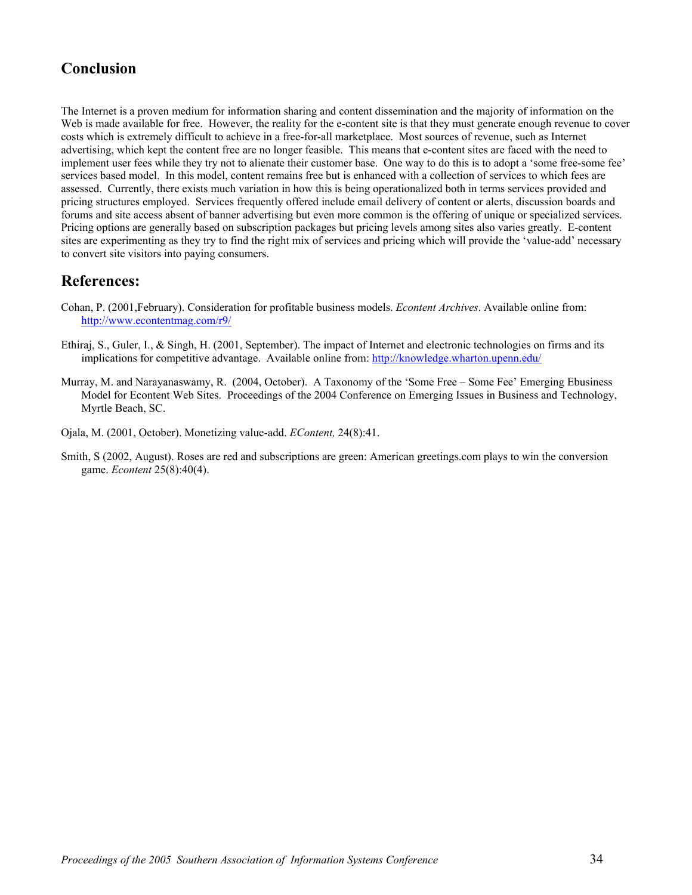## Conclusion

The Internet is a proven medium for information sharing and content dissemination and the majority of information on the Web is made available for free. However, the reality for the e-content site is that they must generate enough revenue to cover costs which is extremely difficult to achieve in a free-for-all marketplace. Most sources of revenue, such as Internet advertising, which kept the content free are no longer feasible. This means that e-content sites are faced with the need to implement user fees while they try not to alienate their customer base. One way to do this is to adopt a 'some free-some fee' services based model. In this model, content remains free but is enhanced with a collection of services to which fees are assessed. Currently, there exists much variation in how this is being operationalized both in terms services provided and pricing structures employed. Services frequently offered include email delivery of content or alerts, discussion boards and forums and site access absent of banner advertising but even more common is the offering of unique or specialized services. Pricing options are generally based on subscription packages but pricing levels among sites also varies greatly. E-content sites are experimenting as they try to find the right mix of services and pricing which will provide the 'value-add' necessary to convert site visitors into paying consumers.

## References:

Cohan, P. (2001,February). Consideration for profitable business models. *Econtent Archives*. Available online from: http://www.econtentmag.com/r9/

Ethiraj, S., Guler, I., & Singh, H. (2001, September). The impact of Internet and electronic technologies on firms and its implications for competitive advantage. Available online from: http://knowledge.wharton.upenn.edu/

Murray, M. and Narayanaswamy, R. (2004, October). A Taxonomy of the 'Some Free – Some Fee' Emerging Ebusiness Model for Econtent Web Sites. Proceedings of the 2004 Conference on Emerging Issues in Business and Technology, Myrtle Beach, SC.

Ojala, M. (2001, October). Monetizing value-add. *EContent,* 24(8):41.

Smith, S (2002, August). Roses are red and subscriptions are green: American greetings.com plays to win the conversion game. *Econtent* 25(8):40(4).